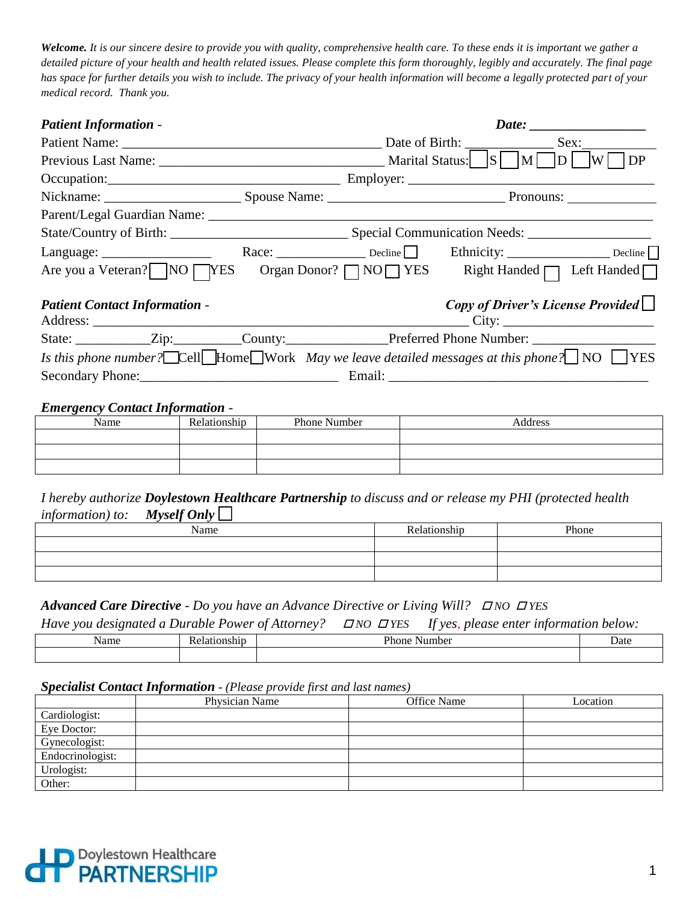***Welcome.*** *It is our sincere desire to provide you with quality, comprehensive health care. To these ends it is important we gather a detailed picture of your health and health related issues. Please complete this form thoroughly, legibly and accurately. The final page has space for further details you wish to include. The privacy of your health information will become a legally protected part of your medical record. Thank you.*

***Patient Information -*** ***Date: ________________***

Patient Name: _____________________________________ Date of Birth: _____________ Sex:__________

Previous Last Name: _________________________________ Marital Status: ☐ S ☐ M ☐ D ☐ W ☐ DP

Occupation:__________________________________ Employer: ____________________________________

Nickname: ___________________ Spouse Name: __________________________ Pronouns: ____________

Parent/Legal Guardian Name: _________________________________________________________________

State/Country of Birth: _________________________ Special Communication Needs: __________________

Language: _______________ Race: _____________ Decline ☐ Ethnicity: _______________ Decline ☐

Are you a Veteran? ☐ NO ☐ YES Organ Donor? ☐ NO ☐ YES Right Handed ☐ Left Handed ☐

***Patient Contact Information -*** ***Copy of Driver's License Provided*** ☐

Address: ______________________________________________________ City: _____________________

State: ___________Zip:__________County:_______________Preferred Phone Number: ________________

*Is this phone number?* ☐ Cell ☐ Home ☐ Work *May we leave detailed messages at this phone?* ☐ NO ☐ YES

Secondary Phone:_____________________________ Email: ______________________________________

***Emergency Contact Information -***

| Name | Relationship | Phone Number | Address |
|---|---|---|---|
| | | | |
| | | | |
| | | | |

*I hereby authorize **Doylestown Healthcare Partnership** to discuss and or release my PHI (protected health information) to:* ***Myself Only*** ☐

| Name | Relationship | Phone |
|---|---|---|
| | | |
| | | |
| | | |

***Advanced Care Directive** - Do you have an Advance Directive or Living Will?* ☐ *NO* ☐ *YES*

*Have you designated a Durable Power of Attorney?* ☐ *NO* ☐ *YES* *If yes, please enter information below:*

| Name | Relationship | Phone Number | Date |
|---|---|---|---|
| | | | |

***Specialist Contact Information** - (Please provide first and last names)*

| | Physician Name | Office Name | Location |
|---|---|---|---|
| Cardiologist: | | | |
| Eye Doctor: | | | |
| Gynecologist: | | | |
| Endocrinologist: | | | |
| Urologist: | | | |
| Other: | | | |

Doylestown Healthcare PARTNERSHIP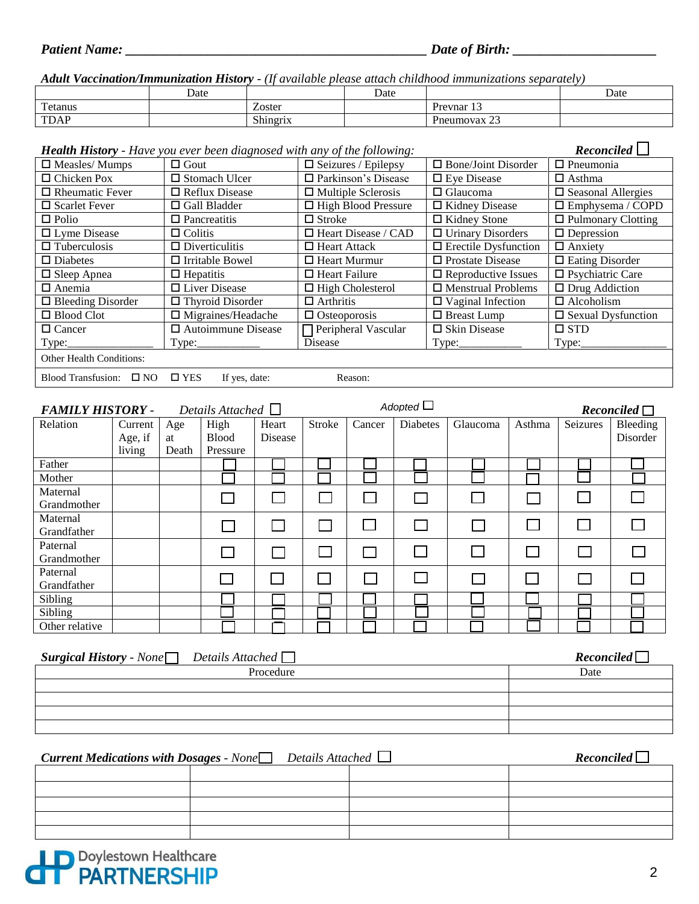***Patient Name: ___________________________________________ Date of Birth: ____________________***

***Adult Vaccination/Immunization History*** - *(If available please attach childhood immunizations separately)*

| | Date | | Date | | Date |
|---|---|---|---|---|---|
| Tetanus | | Zoster | | Prevnar 13 | |
| TDAP | | Shingrix | | Pneumovax 23 | |

***Health History*** - *Have you ever been diagnosed with any of the following:* ***Reconciled*** ☐

| | | | | |
|---|---|---|---|---|
| ☐ Measles/ Mumps | ☐ Gout | ☐ Seizures / Epilepsy | ☐ Bone/Joint Disorder | ☐ Pneumonia |
| ☐ Chicken Pox | ☐ Stomach Ulcer | ☐ Parkinson's Disease | ☐ Eye Disease | ☐ Asthma |
| ☐ Rheumatic Fever | ☐ Reflux Disease | ☐ Multiple Sclerosis | ☐ Glaucoma | ☐ Seasonal Allergies |
| ☐ Scarlet Fever | ☐ Gall Bladder | ☐ High Blood Pressure | ☐ Kidney Disease | ☐ Emphysema / COPD |
| ☐ Polio | ☐ Pancreatitis | ☐ Stroke | ☐ Kidney Stone | ☐ Pulmonary Clotting |
| ☐ Lyme Disease | ☐ Colitis | ☐ Heart Disease / CAD | ☐ Urinary Disorders | ☐ Depression |
| ☐ Tuberculosis | ☐ Diverticulitis | ☐ Heart Attack | ☐ Erectile Dysfunction | ☐ Anxiety |
| ☐ Diabetes | ☐ Irritable Bowel | ☐ Heart Murmur | ☐ Prostate Disease | ☐ Eating Disorder |
| ☐ Sleep Apnea | ☐ Hepatitis | ☐ Heart Failure | ☐ Reproductive Issues | ☐ Psychiatric Care |
| ☐ Anemia | ☐ Liver Disease | ☐ High Cholesterol | ☐ Menstrual Problems | ☐ Drug Addiction |
| ☐ Bleeding Disorder | ☐ Thyroid Disorder | ☐ Arthritis | ☐ Vaginal Infection | ☐ Alcoholism |
| ☐ Blood Clot | ☐ Migraines/Headache | ☐ Osteoporosis | ☐ Breast Lump | ☐ Sexual Dysfunction |
| ☐ Cancer Type:______________ | ☐ Autoimmune Disease Type:__________ | ☐ Peripheral Vascular Disease | ☐ Skin Disease Type:__________ | ☐ STD Type:______________ |
| Other Health Conditions: | | | | |
| Blood Transfusion: ☐ NO ☐ YES If yes, date: Reason: | | | | |

***FAMILY HISTORY*** - *Details Attached* ☐ *Adopted* ☐ ***Reconciled*** ☐

| Relation | Current Age, if living | Age at Death | High Blood Pressure | Heart Disease | Stroke | Cancer | Diabetes | Glaucoma | Asthma | Seizures | Bleeding Disorder |
|---|---|---|---|---|---|---|---|---|---|---|---|
| Father | | | ☐ | ☐ | ☐ | ☐ | ☐ | ☐ | ☐ | ☐ | ☐ |
| Mother | | | ☐ | ☐ | ☐ | ☐ | ☐ | ☐ | ☐ | ☐ | ☐ |
| Maternal Grandmother | | | ☐ | ☐ | ☐ | ☐ | ☐ | ☐ | ☐ | ☐ | ☐ |
| Maternal Grandfather | | | ☐ | ☐ | ☐ | ☐ | ☐ | ☐ | ☐ | ☐ | ☐ |
| Paternal Grandmother | | | ☐ | ☐ | ☐ | ☐ | ☐ | ☐ | ☐ | ☐ | ☐ |
| Paternal Grandfather | | | ☐ | ☐ | ☐ | ☐ | ☐ | ☐ | ☐ | ☐ | ☐ |
| Sibling | | | ☐ | ☐ | ☐ | ☐ | ☐ | ☐ | ☐ | ☐ | ☐ |
| Sibling | | | ☐ | ☐ | ☐ | ☐ | ☐ | ☐ | ☐ | ☐ | ☐ |
| Other relative | | | ☐ | ☐ | ☐ | ☐ | ☐ | ☐ | ☐ | ☐ | ☐ |

***Surgical History*** - *None* ☐ *Details Attached* ☐ ***Reconciled*** ☐

| Procedure | Date |
|---|---|
| | |
| | |
| | |
| | |

***Current Medications with Dosages*** - *None* ☐ *Details Attached* ☐ ***Reconciled*** ☐

| | | | |
|---|---|---|---|
| | | | |
| | | | |
| | | | |
| | | | |
| | | | |

Doylestown Healthcare PARTNERSHIP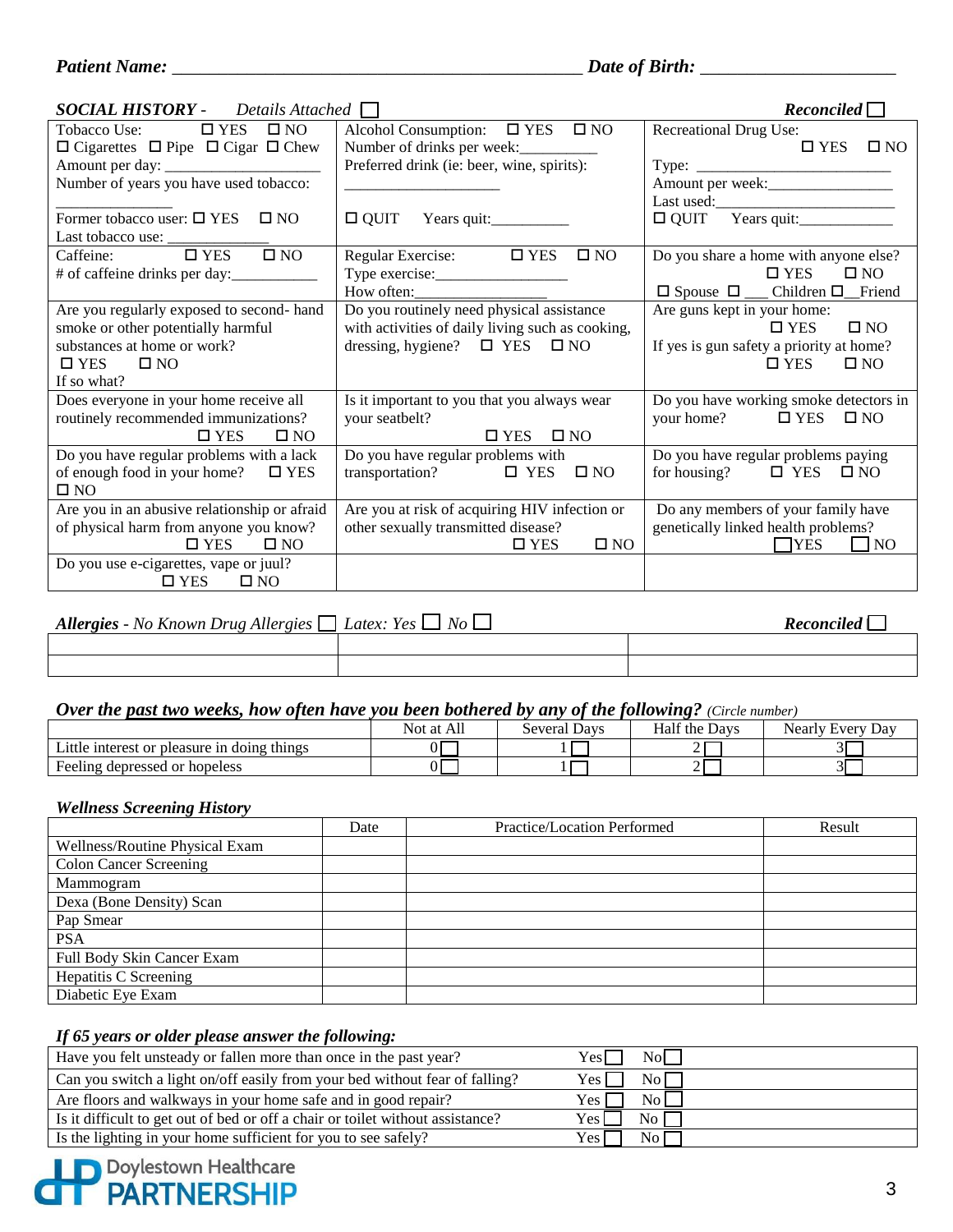***Patient Name:*** ______________________________________________ ***Date of Birth:*** ______________________

***SOCIAL HISTORY -*** *Details Attached* ☐ ***Reconciled*** ☐

| | | |
|---|---|---|
| Tobacco Use: ☐ YES ☐ NO<br>☐ Cigarettes ☐ Pipe ☐ Cigar ☐ Chew<br>Amount per day: ____________________<br>Number of years you have used tobacco: ______________<br>Former tobacco user: ☐ YES ☐ NO<br>Last tobacco use: _____________ | Alcohol Consumption: ☐ YES ☐ NO<br>Number of drinks per week:_________<br>Preferred drink (ie: beer, wine, spirits): ___________________<br>☐ QUIT Years quit:__________ | Recreational Drug Use: ☐ YES ☐ NO<br>Type: _________________________<br>Amount per week:_______________<br>Last used:_______________________<br>☐ QUIT Years quit:____________ |
| Caffeine: ☐ YES ☐ NO<br># of caffeine drinks per day:___________ | Regular Exercise: ☐ YES ☐ NO<br>Type exercise:_________________<br>How often:_________________ | Do you share a home with anyone else? ☐ YES ☐ NO<br>☐ Spouse ☐ ___ Children ☐__Friend |
| Are you regularly exposed to second- hand smoke or other potentially harmful substances at home or work?<br>☐ YES ☐ NO<br>If so what? | Do you routinely need physical assistance with activities of daily living such as cooking, dressing, hygiene? ☐ YES ☐ NO | Are guns kept in your home: ☐ YES ☐ NO<br>If yes is gun safety a priority at home? ☐ YES ☐ NO |
| Does everyone in your home receive all routinely recommended immunizations? ☐ YES ☐ NO | Is it important to you that you always wear your seatbelt? ☐ YES ☐ NO | Do you have working smoke detectors in your home? ☐ YES ☐ NO |
| Do you have regular problems with a lack of enough food in your home? ☐ YES ☐ NO | Do you have regular problems with transportation? ☐ YES ☐ NO | Do you have regular problems paying for housing? ☐ YES ☐ NO |
| Are you in an abusive relationship or afraid of physical harm from anyone you know? ☐ YES ☐ NO | Are you at risk of acquiring HIV infection or other sexually transmitted disease? ☐ YES ☐ NO | Do any members of your family have genetically linked health problems? ☐ YES ☐ NO |
| Do you use e-cigarettes, vape or juul? ☐ YES ☐ NO | | |

***Allergies** - No Known Drug Allergies* ☐ *Latex: Yes* ☐ *No* ☐ ***Reconciled*** ☐

| | | |
|---|---|---|
| | | |
| | | |

***Over the past two weeks, how often have you been bothered by any of the following?*** *(Circle number)*

| | Not at All | Several Days | Half the Days | Nearly Every Day |
|---|---|---|---|---|
| Little interest or pleasure in doing things | 0 ☐ | 1 ☐ | 2 ☐ | 3 ☐ |
| Feeling depressed or hopeless | 0 ☐ | 1 ☐ | 2 ☐ | 3 ☐ |

***Wellness Screening History***

| | Date | Practice/Location Performed | Result |
|---|---|---|---|
| Wellness/Routine Physical Exam | | | |
| Colon Cancer Screening | | | |
| Mammogram | | | |
| Dexa (Bone Density) Scan | | | |
| Pap Smear | | | |
| PSA | | | |
| Full Body Skin Cancer Exam | | | |
| Hepatitis C Screening | | | |
| Diabetic Eye Exam | | | |

***If 65 years or older please answer the following:***

| | | |
|---|---|---|
| Have you felt unsteady or fallen more than once in the past year? | Yes ☐ | No ☐ |
| Can you switch a light on/off easily from your bed without fear of falling? | Yes ☐ | No ☐ |
| Are floors and walkways in your home safe and in good repair? | Yes ☐ | No ☐ |
| Is it difficult to get out of bed or off a chair or toilet without assistance? | Yes ☐ | No ☐ |
| Is the lighting in your home sufficient for you to see safely? | Yes ☐ | No ☐ |

Doylestown Healthcare PARTNERSHIP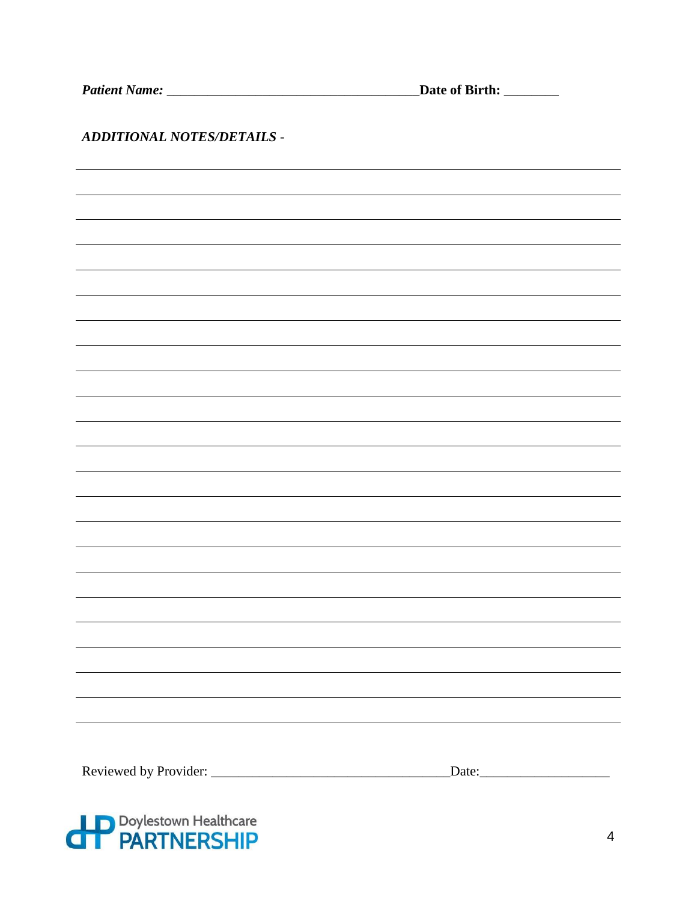***Patient Name:*** ____________________________________**Date of Birth:** ________

***ADDITIONAL NOTES/DETAILS -***

______________________________________________________________________________

______________________________________________________________________________

______________________________________________________________________________

______________________________________________________________________________

______________________________________________________________________________

______________________________________________________________________________

______________________________________________________________________________

______________________________________________________________________________

______________________________________________________________________________

______________________________________________________________________________

______________________________________________________________________________

______________________________________________________________________________

______________________________________________________________________________

______________________________________________________________________________

______________________________________________________________________________

______________________________________________________________________________

______________________________________________________________________________

______________________________________________________________________________

______________________________________________________________________________

______________________________________________________________________________

______________________________________________________________________________

______________________________________________________________________________

______________________________________________________________________________

Reviewed by Provider: ___________________________________Date:___________________

Doylestown Healthcare
PARTNERSHIP